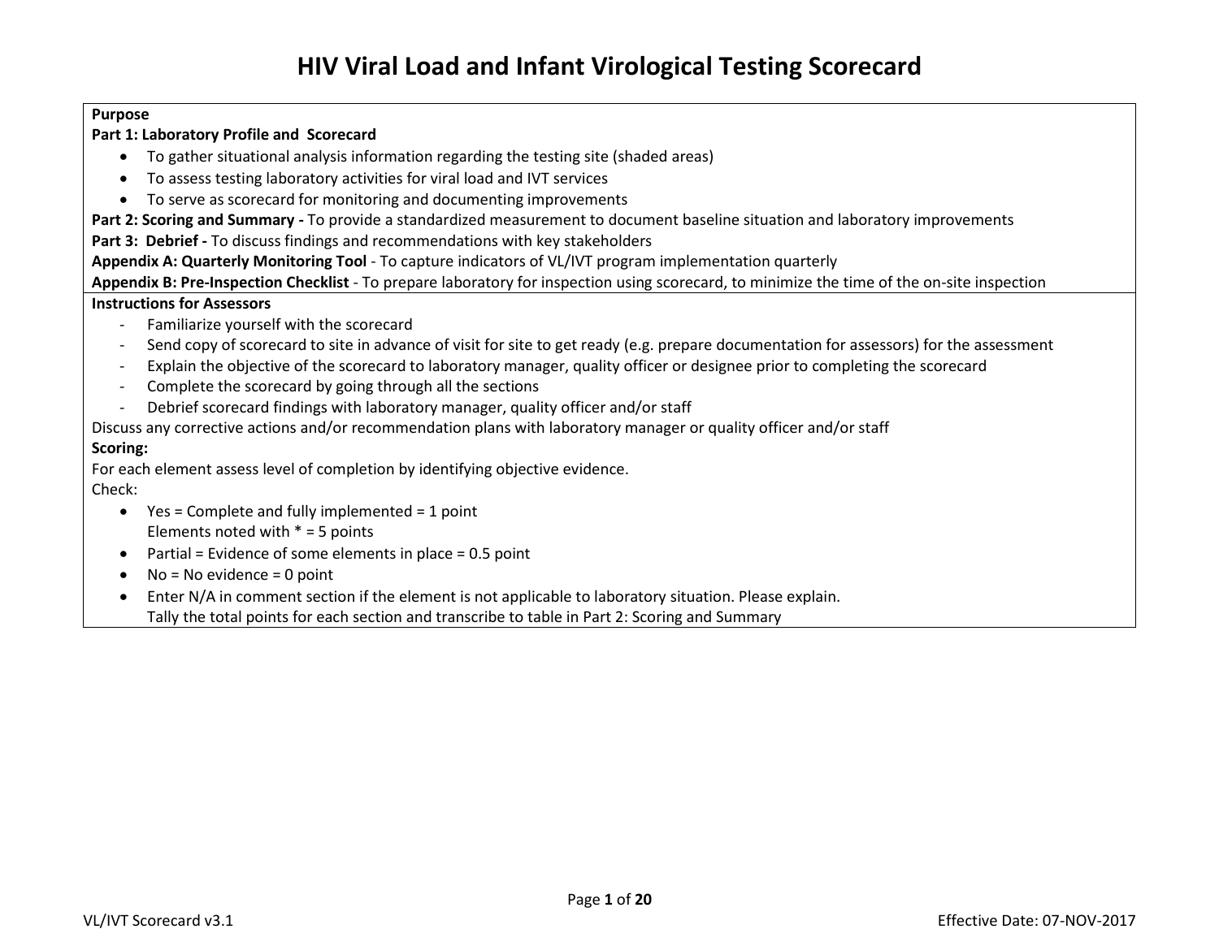# HIV Viral Load and Infant Virological Testing Scorecard

**Purpose**

**Part 1: Laboratory Profile and Scorecard**

- To gather situational analysis information regarding the testing site (shaded areas)
- To assess testing laboratory activities for viral load and IVT services
- To serve as scorecard for monitoring and documenting improvements

**Part 2: Scoring and Summary -** To provide a standardized measurement to document baseline situation and laboratory improvements

**Part 3: Debrief -** To discuss findings and recommendations with key stakeholders

**Appendix A: Quarterly Monitoring Tool** - To capture indicators of VL/IVT program implementation quarterly

**Appendix B: Pre-Inspection Checklist** - To prepare laboratory for inspection using scorecard, to minimize the time of the on-site inspection

**Instructions for Assessors**

- Familiarize yourself with the scorecard
- Send copy of scorecard to site in advance of visit for site to get ready (e.g. prepare documentation for assessors) for the assessment
- Explain the objective of the scorecard to laboratory manager, quality officer or designee prior to completing the scorecard
- Complete the scorecard by going through all the sections
- Debrief scorecard findings with laboratory manager, quality officer and/or staff

Discuss any corrective actions and/or recommendation plans with laboratory manager or quality officer and/or staff

**Scoring:**

For each element assess level of completion by identifying objective evidence.

Check:

- Yes = Complete and fully implemented = 1 point
  Elements noted with * = 5 points
- Partial = Evidence of some elements in place = 0.5 point
- No = No evidence = 0 point
- Enter N/A in comment section if the element is not applicable to laboratory situation. Please explain.
  Tally the total points for each section and transcribe to table in Part 2: Scoring and Summary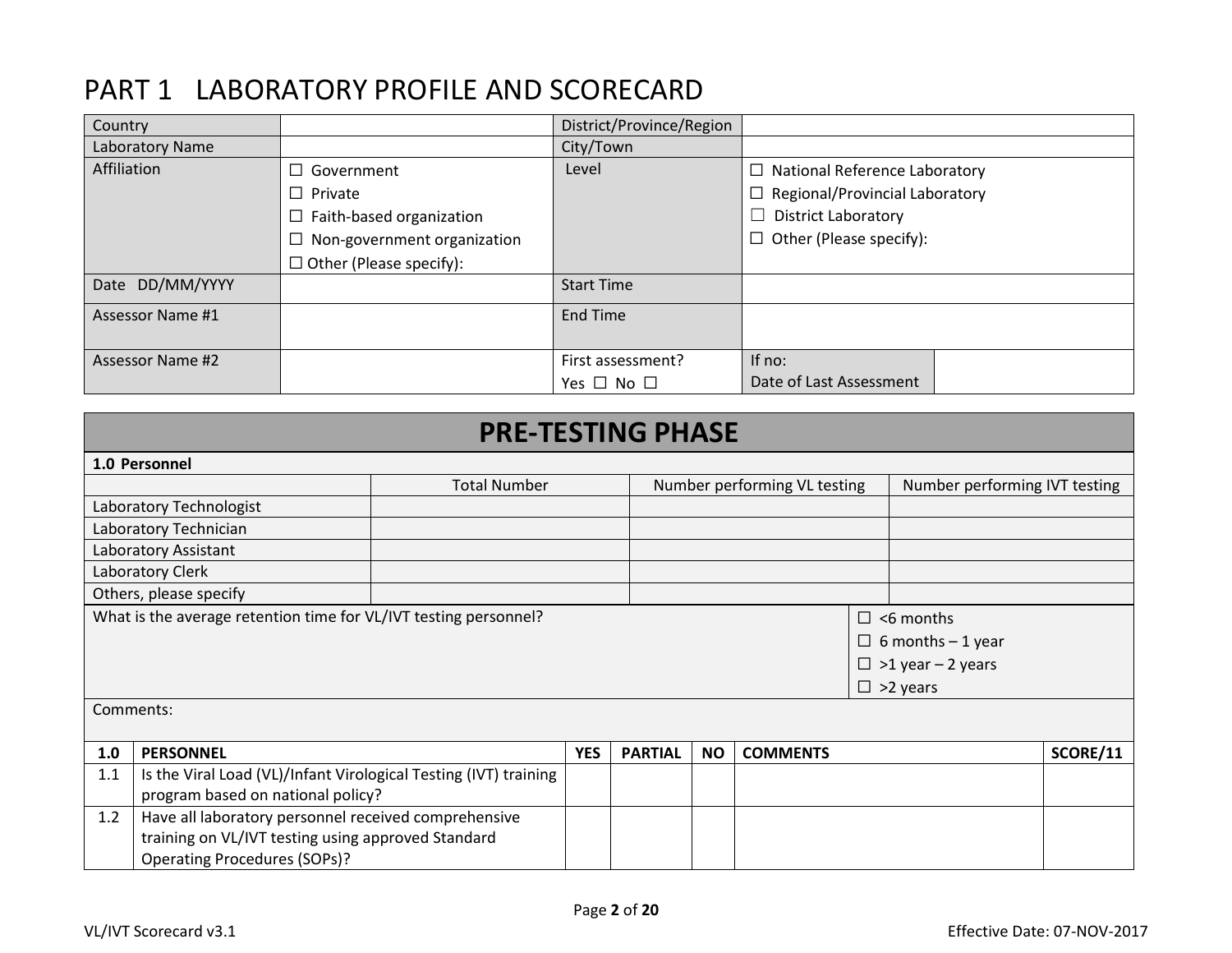# PART 1 LABORATORY PROFILE AND SCORECARD

| Country | | District/Province/Region | | |
|---|---|---|---|---|
| Laboratory Name | | City/Town | | |
| Affiliation | ☐ Government<br>☐ Private<br>☐ Faith-based organization<br>☐ Non-government organization<br>☐ Other (Please specify): | Level | ☐ National Reference Laboratory<br>☐ Regional/Provincial Laboratory<br>☐ District Laboratory<br>☐ Other (Please specify): | |
| Date DD/MM/YYYY | | Start Time | | |
| Assessor Name #1 | | End Time | | |
| Assessor Name #2 | | First assessment?<br>Yes ☐ No ☐ | If no:<br>Date of Last Assessment | |

## PRE-TESTING PHASE

**1.0 Personnel**

| | Total Number | Number performing VL testing | Number performing IVT testing |
|---|---|---|---|
| Laboratory Technologist | | | |
| Laboratory Technician | | | |
| Laboratory Assistant | | | |
| Laboratory Clerk | | | |
| Others, please specify | | | |

| What is the average retention time for VL/IVT testing personnel? | ☐ <6 months<br>☐ 6 months – 1 year<br>☐ >1 year – 2 years<br>☐ >2 years |
|---|---|

Comments:

| 1.0 | PERSONNEL | YES | PARTIAL | NO | COMMENTS | SCORE/11 |
|---|---|---|---|---|---|---|
| 1.1 | Is the Viral Load (VL)/Infant Virological Testing (IVT) training program based on national policy? | | | | | |
| 1.2 | Have all laboratory personnel received comprehensive training on VL/IVT testing using approved Standard Operating Procedures (SOPs)? | | | | | |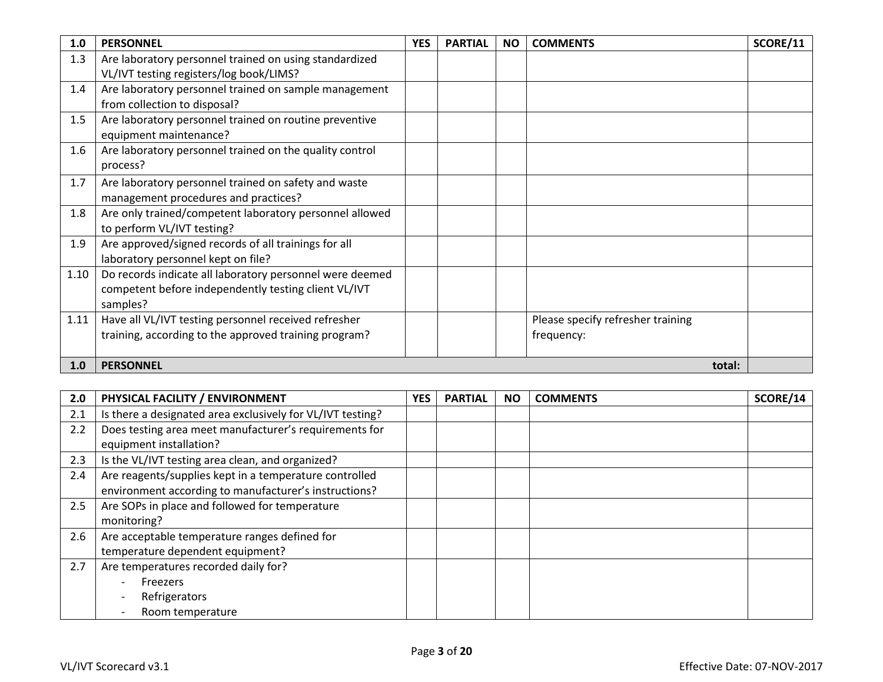| 1.0 | PERSONNEL | YES | PARTIAL | NO | COMMENTS | SCORE/11 |
|---|---|---|---|---|---|---|
| 1.3 | Are laboratory personnel trained on using standardized VL/IVT testing registers/log book/LIMS? | | | | | |
| 1.4 | Are laboratory personnel trained on sample management from collection to disposal? | | | | | |
| 1.5 | Are laboratory personnel trained on routine preventive equipment maintenance? | | | | | |
| 1.6 | Are laboratory personnel trained on the quality control process? | | | | | |
| 1.7 | Are laboratory personnel trained on safety and waste management procedures and practices? | | | | | |
| 1.8 | Are only trained/competent laboratory personnel allowed to perform VL/IVT testing? | | | | | |
| 1.9 | Are approved/signed records of all trainings for all laboratory personnel kept on file? | | | | | |
| 1.10 | Do records indicate all laboratory personnel were deemed competent before independently testing client VL/IVT samples? | | | | | |
| 1.11 | Have all VL/IVT testing personnel received refresher training, according to the approved training program? | | | | Please specify refresher training frequency: | |
| **1.0** | **PERSONNEL** | | | | **total:** | |

| 2.0 | PHYSICAL FACILITY / ENVIRONMENT | YES | PARTIAL | NO | COMMENTS | SCORE/14 |
|---|---|---|---|---|---|---|
| 2.1 | Is there a designated area exclusively for VL/IVT testing? | | | | | |
| 2.2 | Does testing area meet manufacturer's requirements for equipment installation? | | | | | |
| 2.3 | Is the VL/IVT testing area clean, and organized? | | | | | |
| 2.4 | Are reagents/supplies kept in a temperature controlled environment according to manufacturer's instructions? | | | | | |
| 2.5 | Are SOPs in place and followed for temperature monitoring? | | | | | |
| 2.6 | Are acceptable temperature ranges defined for temperature dependent equipment? | | | | | |
| 2.7 | Are temperatures recorded daily for? <br> - Freezers <br> - Refrigerators <br> - Room temperature | | | | | |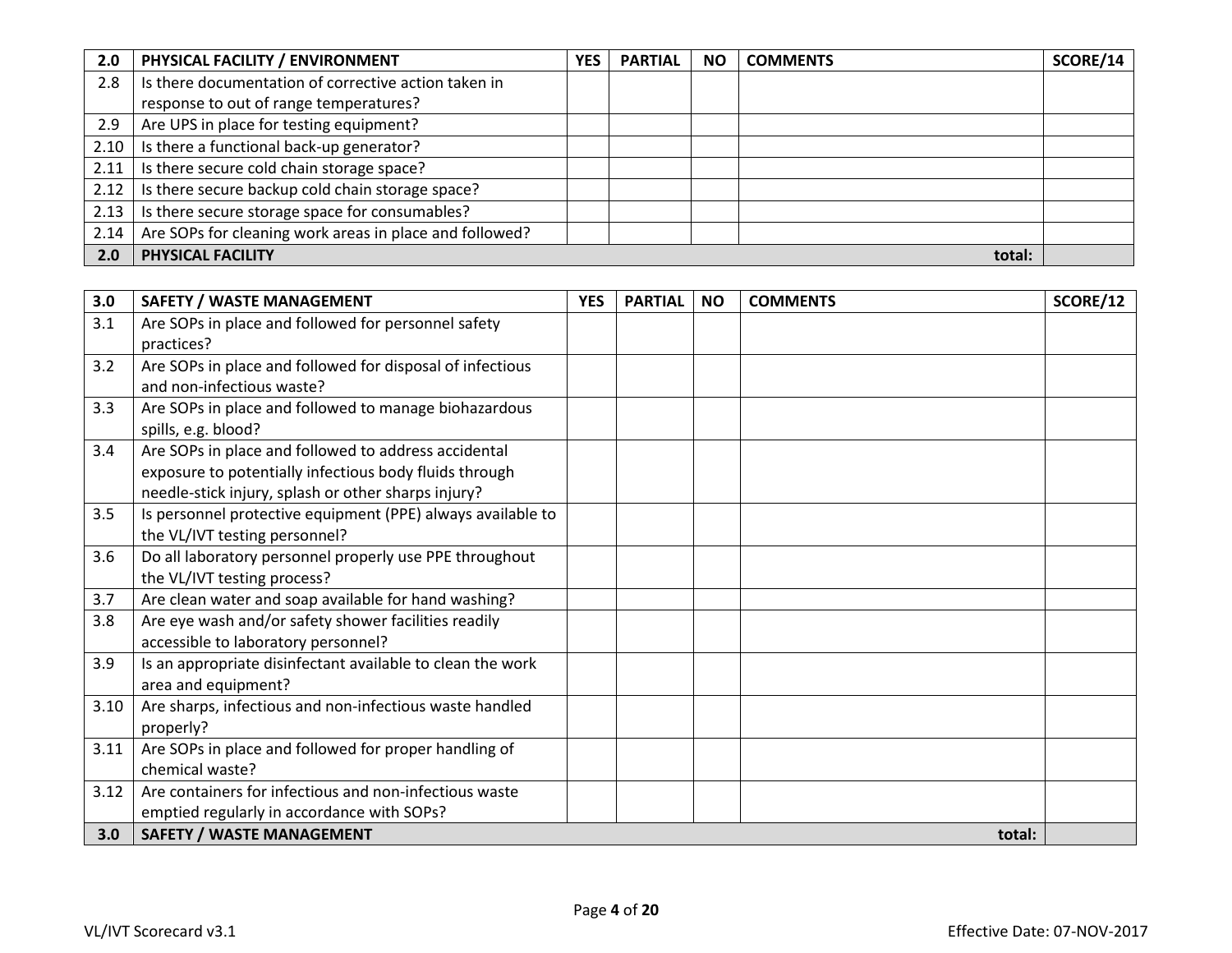| 2.0 | PHYSICAL FACILITY / ENVIRONMENT | YES | PARTIAL | NO | COMMENTS | SCORE/14 |
|---|---|---|---|---|---|---|
| 2.8 | Is there documentation of corrective action taken in response to out of range temperatures? | | | | | |
| 2.9 | Are UPS in place for testing equipment? | | | | | |
| 2.10 | Is there a functional back-up generator? | | | | | |
| 2.11 | Is there secure cold chain storage space? | | | | | |
| 2.12 | Is there secure backup cold chain storage space? | | | | | |
| 2.13 | Is there secure storage space for consumables? | | | | | |
| 2.14 | Are SOPs for cleaning work areas in place and followed? | | | | | |
| **2.0** | **PHYSICAL FACILITY** | | | | **total:** | |

| 3.0 | SAFETY / WASTE MANAGEMENT | YES | PARTIAL | NO | COMMENTS | SCORE/12 |
|---|---|---|---|---|---|---|
| 3.1 | Are SOPs in place and followed for personnel safety practices? | | | | | |
| 3.2 | Are SOPs in place and followed for disposal of infectious and non-infectious waste? | | | | | |
| 3.3 | Are SOPs in place and followed to manage biohazardous spills, e.g. blood? | | | | | |
| 3.4 | Are SOPs in place and followed to address accidental exposure to potentially infectious body fluids through needle-stick injury, splash or other sharps injury? | | | | | |
| 3.5 | Is personnel protective equipment (PPE) always available to the VL/IVT testing personnel? | | | | | |
| 3.6 | Do all laboratory personnel properly use PPE throughout the VL/IVT testing process? | | | | | |
| 3.7 | Are clean water and soap available for hand washing? | | | | | |
| 3.8 | Are eye wash and/or safety shower facilities readily accessible to laboratory personnel? | | | | | |
| 3.9 | Is an appropriate disinfectant available to clean the work area and equipment? | | | | | |
| 3.10 | Are sharps, infectious and non-infectious waste handled properly? | | | | | |
| 3.11 | Are SOPs in place and followed for proper handling of chemical waste? | | | | | |
| 3.12 | Are containers for infectious and non-infectious waste emptied regularly in accordance with SOPs? | | | | | |
| **3.0** | **SAFETY / WASTE MANAGEMENT** | | | | **total:** | |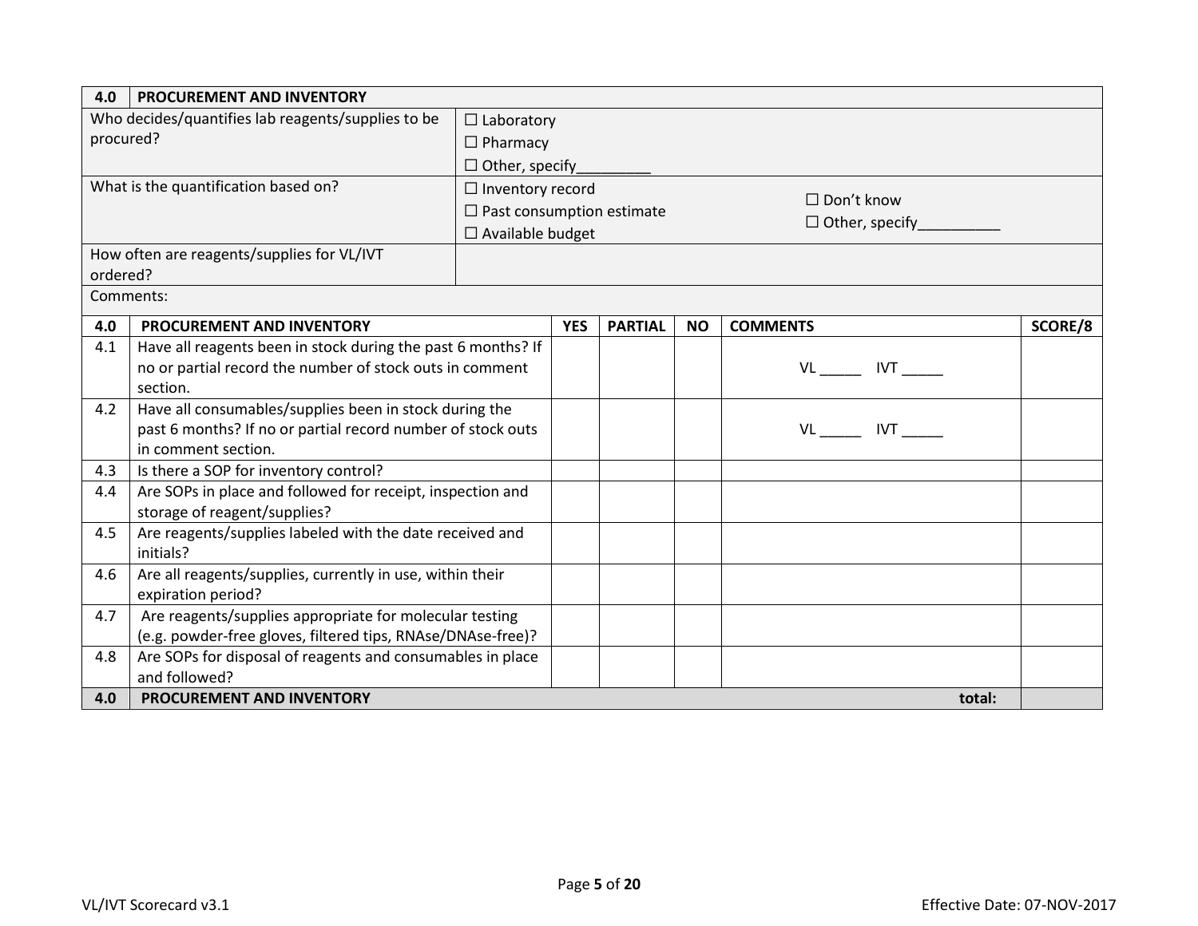| 4.0 | PROCUREMENT AND INVENTORY | |
|---|---|---|
| Who decides/quantifies lab reagents/supplies to be procured? | | ☐ Laboratory<br>☐ Pharmacy<br>☐ Other, specify_________ |
| What is the quantification based on? | | ☐ Inventory record<br>☐ Past consumption estimate<br>☐ Available budget<br>☐ Don't know<br>☐ Other, specify__________ |
| How often are reagents/supplies for VL/IVT ordered? | | |
| Comments: | | |

| 4.0 | PROCUREMENT AND INVENTORY | YES | PARTIAL | NO | COMMENTS | SCORE/8 |
|---|---|---|---|---|---|---|
| 4.1 | Have all reagents been in stock during the past 6 months? If no or partial record the number of stock outs in comment section. | | | | VL _____ IVT _____ | |
| 4.2 | Have all consumables/supplies been in stock during the past 6 months? If no or partial record number of stock outs in comment section. | | | | VL _____ IVT _____ | |
| 4.3 | Is there a SOP for inventory control? | | | | | |
| 4.4 | Are SOPs in place and followed for receipt, inspection and storage of reagent/supplies? | | | | | |
| 4.5 | Are reagents/supplies labeled with the date received and initials? | | | | | |
| 4.6 | Are all reagents/supplies, currently in use, within their expiration period? | | | | | |
| 4.7 | Are reagents/supplies appropriate for molecular testing (e.g. powder-free gloves, filtered tips, RNAse/DNAse-free)? | | | | | |
| 4.8 | Are SOPs for disposal of reagents and consumables in place and followed? | | | | | |
| **4.0** | **PROCUREMENT AND INVENTORY** | | | | **total:** | |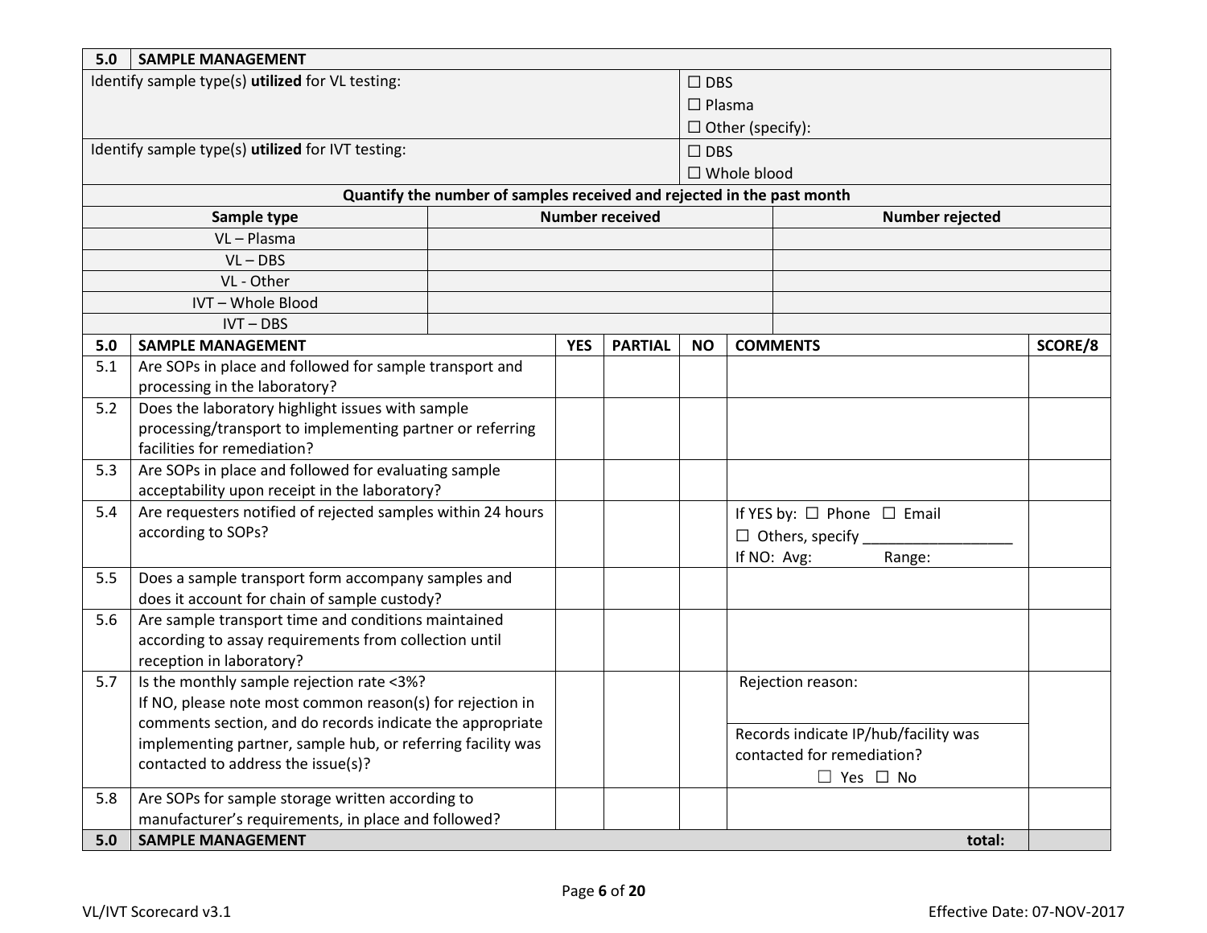| 5.0 | SAMPLE MANAGEMENT |
|---|---|
| Identify sample type(s) **utilized** for VL testing: | ☐ DBS<br>☐ Plasma<br>☐ Other (specify): |
| Identify sample type(s) **utilized** for IVT testing: | ☐ DBS<br>☐ Whole blood |

**Quantify the number of samples received and rejected in the past month**

| Sample type | Number received | Number rejected |
|---|---|---|
| VL – Plasma | | |
| VL – DBS | | |
| VL - Other | | |
| IVT – Whole Blood | | |
| IVT – DBS | | |

| 5.0 | SAMPLE MANAGEMENT | YES | PARTIAL | NO | COMMENTS | SCORE/8 |
|---|---|---|---|---|---|---|
| 5.1 | Are SOPs in place and followed for sample transport and processing in the laboratory? | | | | | |
| 5.2 | Does the laboratory highlight issues with sample processing/transport to implementing partner or referring facilities for remediation? | | | | | |
| 5.3 | Are SOPs in place and followed for evaluating sample acceptability upon receipt in the laboratory? | | | | | |
| 5.4 | Are requesters notified of rejected samples within 24 hours according to SOPs? | | | | If YES by: ☐ Phone ☐ Email<br>☐ Others, specify ___________________<br>If NO: Avg: Range: | |
| 5.5 | Does a sample transport form accompany samples and does it account for chain of sample custody? | | | | | |
| 5.6 | Are sample transport time and conditions maintained according to assay requirements from collection until reception in laboratory? | | | | | |
| 5.7 | Is the monthly sample rejection rate <3%?<br>If NO, please note most common reason(s) for rejection in comments section, and do records indicate the appropriate implementing partner, sample hub, or referring facility was contacted to address the issue(s)? | | | | Rejection reason:<br><br>Records indicate IP/hub/facility was contacted for remediation?<br>☐ Yes ☐ No | |
| 5.8 | Are SOPs for sample storage written according to manufacturer's requirements, in place and followed? | | | | | |
| 5.0 | SAMPLE MANAGEMENT | | | | total: | |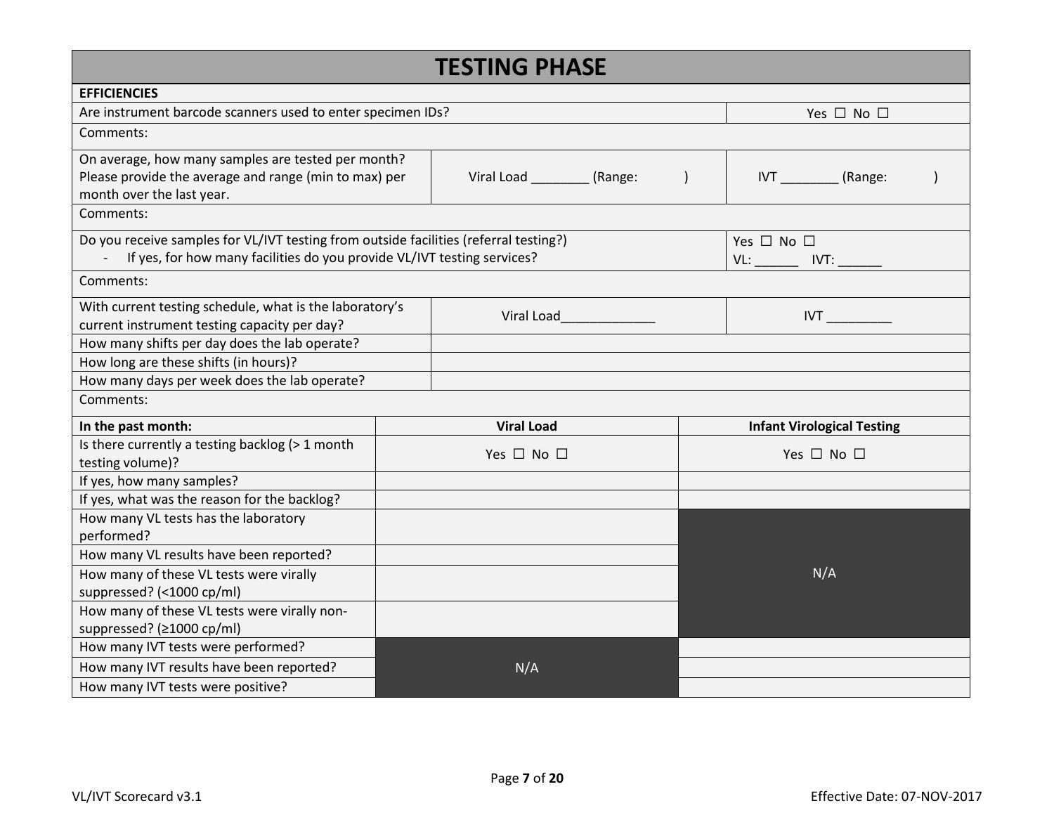# TESTING PHASE

| **EFFICIENCIES** | | |
|---|---|---|
| Are instrument barcode scanners used to enter specimen IDs? | | Yes ☐ No ☐ |
| Comments: | | |
| On average, how many samples are tested per month? Please provide the average and range (min to max) per month over the last year. | Viral Load ________ (Range: ) | IVT ________ (Range: ) |
| Comments: | | |
| Do you receive samples for VL/IVT testing from outside facilities (referral testing?)<br>- If yes, for how many facilities do you provide VL/IVT testing services? | | Yes ☐ No ☐<br>VL: ______ IVT: ______ |
| Comments: | | |
| With current testing schedule, what is the laboratory's current instrument testing capacity per day? | Viral Load_____________ | IVT _________ |
| How many shifts per day does the lab operate? | | |
| How long are these shifts (in hours)? | | |
| How many days per week does the lab operate? | | |
| Comments: | | |

| **In the past month:** | **Viral Load** | **Infant Virological Testing** |
|---|---|---|
| Is there currently a testing backlog (> 1 month testing volume)? | Yes ☐ No ☐ | Yes ☐ No ☐ |
| If yes, how many samples? | | |
| If yes, what was the reason for the backlog? | | |
| How many VL tests has the laboratory performed? | | N/A |
| How many VL results have been reported? | | N/A |
| How many of these VL tests were virally suppressed? (<1000 cp/ml) | | N/A |
| How many of these VL tests were virally non-suppressed? (≥1000 cp/ml) | | N/A |
| How many IVT tests were performed? | N/A | |
| How many IVT results have been reported? | N/A | |
| How many IVT tests were positive? | N/A | |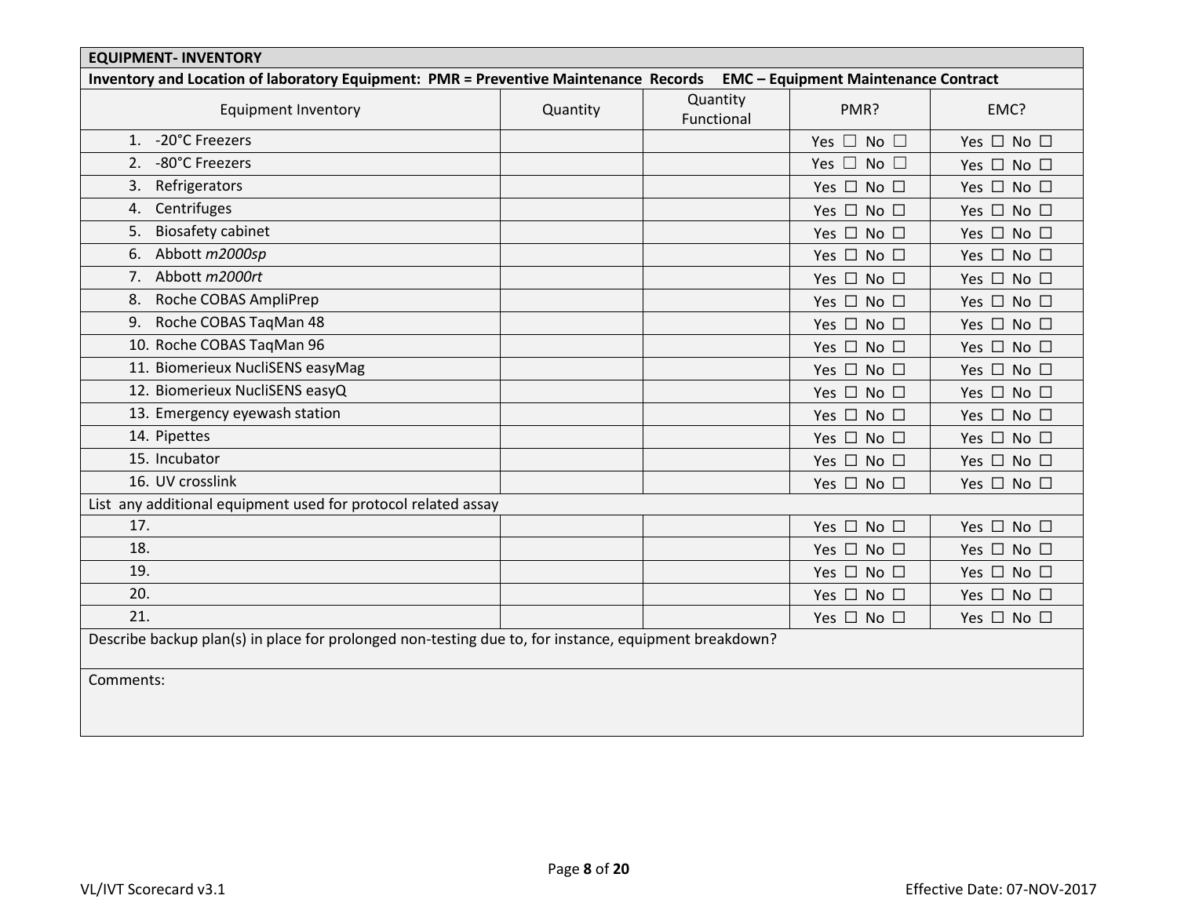| **EQUIPMENT- INVENTORY** | | | | |
|---|---|---|---|---|
| **Inventory and Location of laboratory Equipment: PMR = Preventive Maintenance Records EMC – Equipment Maintenance Contract** | | | | |
| Equipment Inventory | Quantity | Quantity Functional | PMR? | EMC? |
| 1. -20°C Freezers | | | Yes ☐ No ☐ | Yes ☐ No ☐ |
| 2. -80°C Freezers | | | Yes ☐ No ☐ | Yes ☐ No ☐ |
| 3. Refrigerators | | | Yes ☐ No ☐ | Yes ☐ No ☐ |
| 4. Centrifuges | | | Yes ☐ No ☐ | Yes ☐ No ☐ |
| 5. Biosafety cabinet | | | Yes ☐ No ☐ | Yes ☐ No ☐ |
| 6. Abbott *m2000sp* | | | Yes ☐ No ☐ | Yes ☐ No ☐ |
| 7. Abbott *m2000rt* | | | Yes ☐ No ☐ | Yes ☐ No ☐ |
| 8. Roche COBAS AmpliPrep | | | Yes ☐ No ☐ | Yes ☐ No ☐ |
| 9. Roche COBAS TaqMan 48 | | | Yes ☐ No ☐ | Yes ☐ No ☐ |
| 10. Roche COBAS TaqMan 96 | | | Yes ☐ No ☐ | Yes ☐ No ☐ |
| 11. Biomerieux NucliSENS easyMag | | | Yes ☐ No ☐ | Yes ☐ No ☐ |
| 12. Biomerieux NucliSENS easyQ | | | Yes ☐ No ☐ | Yes ☐ No ☐ |
| 13. Emergency eyewash station | | | Yes ☐ No ☐ | Yes ☐ No ☐ |
| 14. Pipettes | | | Yes ☐ No ☐ | Yes ☐ No ☐ |
| 15. Incubator | | | Yes ☐ No ☐ | Yes ☐ No ☐ |
| 16. UV crosslink | | | Yes ☐ No ☐ | Yes ☐ No ☐ |
| List any additional equipment used for protocol related assay | | | | |
| 17. | | | Yes ☐ No ☐ | Yes ☐ No ☐ |
| 18. | | | Yes ☐ No ☐ | Yes ☐ No ☐ |
| 19. | | | Yes ☐ No ☐ | Yes ☐ No ☐ |
| 20. | | | Yes ☐ No ☐ | Yes ☐ No ☐ |
| 21. | | | Yes ☐ No ☐ | Yes ☐ No ☐ |
| Describe backup plan(s) in place for prolonged non-testing due to, for instance, equipment breakdown? | | | | |
| Comments: | | | | |

VL/IVT Scorecard v3.1 Effective Date: 07-NOV-2017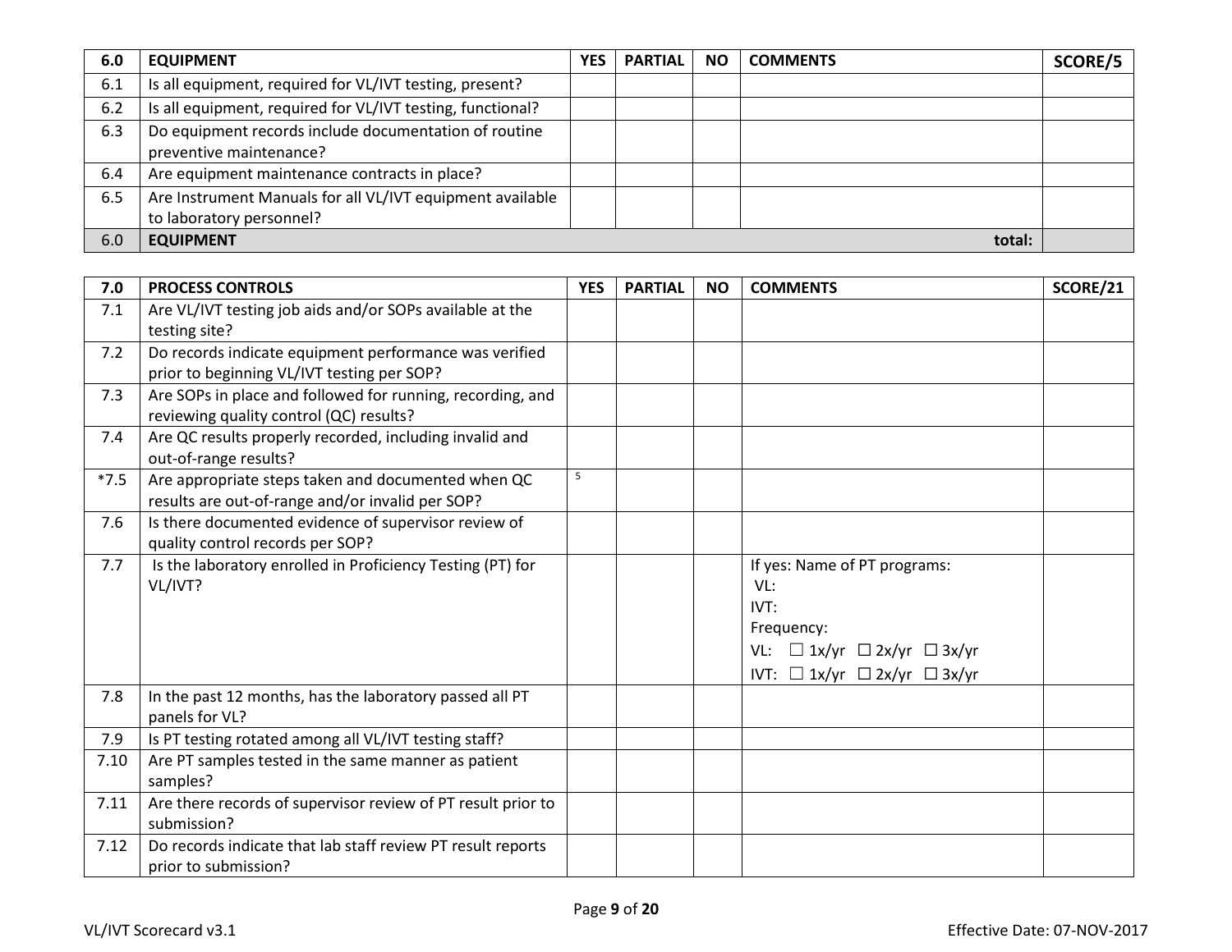| 6.0 | EQUIPMENT | YES | PARTIAL | NO | COMMENTS | SCORE/5 |
|---|---|---|---|---|---|---|
| 6.1 | Is all equipment, required for VL/IVT testing, present? | | | | | |
| 6.2 | Is all equipment, required for VL/IVT testing, functional? | | | | | |
| 6.3 | Do equipment records include documentation of routine preventive maintenance? | | | | | |
| 6.4 | Are equipment maintenance contracts in place? | | | | | |
| 6.5 | Are Instrument Manuals for all VL/IVT equipment available to laboratory personnel? | | | | | |
| 6.0 | **EQUIPMENT** | | | | **total:** | |

| 7.0 | PROCESS CONTROLS | YES | PARTIAL | NO | COMMENTS | SCORE/21 |
|---|---|---|---|---|---|---|
| 7.1 | Are VL/IVT testing job aids and/or SOPs available at the testing site? | | | | | |
| 7.2 | Do records indicate equipment performance was verified prior to beginning VL/IVT testing per SOP? | | | | | |
| 7.3 | Are SOPs in place and followed for running, recording, and reviewing quality control (QC) results? | | | | | |
| 7.4 | Are QC results properly recorded, including invalid and out-of-range results? | | | | | |
| *7.5 | Are appropriate steps taken and documented when QC results are out-of-range and/or invalid per SOP? | 5 | | | | |
| 7.6 | Is there documented evidence of supervisor review of quality control records per SOP? | | | | | |
| 7.7 | Is the laboratory enrolled in Proficiency Testing (PT) for VL/IVT? | | | | If yes: Name of PT programs:<br>VL:<br>IVT:<br>Frequency:<br>VL: ☐ 1x/yr ☐ 2x/yr ☐ 3x/yr<br>IVT: ☐ 1x/yr ☐ 2x/yr ☐ 3x/yr | |
| 7.8 | In the past 12 months, has the laboratory passed all PT panels for VL? | | | | | |
| 7.9 | Is PT testing rotated among all VL/IVT testing staff? | | | | | |
| 7.10 | Are PT samples tested in the same manner as patient samples? | | | | | |
| 7.11 | Are there records of supervisor review of PT result prior to submission? | | | | | |
| 7.12 | Do records indicate that lab staff review PT result reports prior to submission? | | | | | |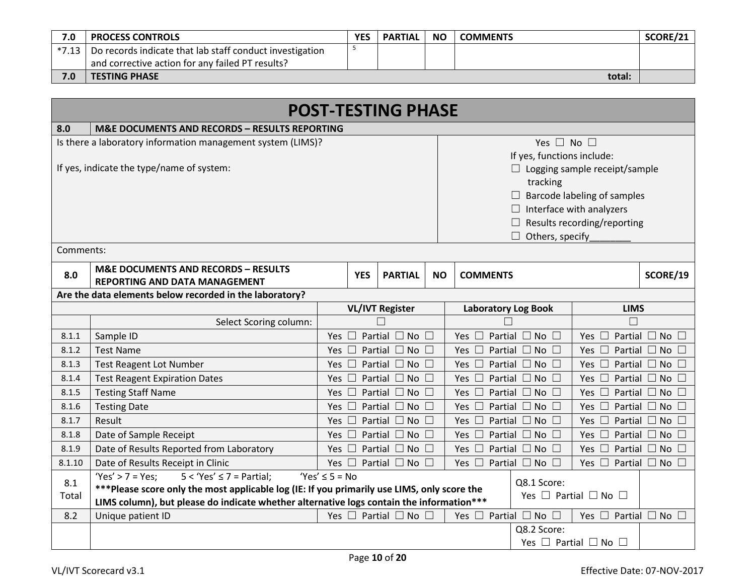| 7.0 | PROCESS CONTROLS | YES | PARTIAL | NO | COMMENTS | SCORE/21 |
|---|---|---|---|---|---|---|
| *7.13 | Do records indicate that lab staff conduct investigation and corrective action for any failed PT results? | 5 | | | | |
| **7.0** | **TESTING PHASE** | | | | **total:** | |

# POST-TESTING PHASE

| 8.0 | M&E DOCUMENTS AND RECORDS – RESULTS REPORTING |
|---|---|
| Is there a laboratory information management system (LIMS)?<br><br>If yes, indicate the type/name of system: | Yes ☐ No ☐<br>If yes, functions include:<br>☐ Logging sample receipt/sample tracking<br>☐ Barcode labeling of samples<br>☐ Interface with analyzers<br>☐ Results recording/reporting<br>☐ Others, specify________ |
| Comments: | |

| 8.0 | M&E DOCUMENTS AND RECORDS – RESULTS REPORTING AND DATA MANAGEMENT | YES | PARTIAL | NO | COMMENTS | SCORE/19 |
|---|---|---|---|---|---|---|

**Are the data elements below recorded in the laboratory?**

| | | VL/IVT Register | Laboratory Log Book | LIMS | |
|---|---|---|---|---|---|
| | Select Scoring column: | ☐ | ☐ | ☐ | |
| 8.1.1 | Sample ID | Yes ☐ Partial ☐ No ☐ | Yes ☐ Partial ☐ No ☐ | Yes ☐ Partial ☐ No ☐ | |
| 8.1.2 | Test Name | Yes ☐ Partial ☐ No ☐ | Yes ☐ Partial ☐ No ☐ | Yes ☐ Partial ☐ No ☐ | |
| 8.1.3 | Test Reagent Lot Number | Yes ☐ Partial ☐ No ☐ | Yes ☐ Partial ☐ No ☐ | Yes ☐ Partial ☐ No ☐ | |
| 8.1.4 | Test Reagent Expiration Dates | Yes ☐ Partial ☐ No ☐ | Yes ☐ Partial ☐ No ☐ | Yes ☐ Partial ☐ No ☐ | |
| 8.1.5 | Testing Staff Name | Yes ☐ Partial ☐ No ☐ | Yes ☐ Partial ☐ No ☐ | Yes ☐ Partial ☐ No ☐ | |
| 8.1.6 | Testing Date | Yes ☐ Partial ☐ No ☐ | Yes ☐ Partial ☐ No ☐ | Yes ☐ Partial ☐ No ☐ | |
| 8.1.7 | Result | Yes ☐ Partial ☐ No ☐ | Yes ☐ Partial ☐ No ☐ | Yes ☐ Partial ☐ No ☐ | |
| 8.1.8 | Date of Sample Receipt | Yes ☐ Partial ☐ No ☐ | Yes ☐ Partial ☐ No ☐ | Yes ☐ Partial ☐ No ☐ | |
| 8.1.9 | Date of Results Reported from Laboratory | Yes ☐ Partial ☐ No ☐ | Yes ☐ Partial ☐ No ☐ | Yes ☐ Partial ☐ No ☐ | |
| 8.1.10 | Date of Results Receipt in Clinic | Yes ☐ Partial ☐ No ☐ | Yes ☐ Partial ☐ No ☐ | Yes ☐ Partial ☐ No ☐ | |
| 8.1 Total | 'Yes' > 7 = Yes; 5 < 'Yes' ≤ 7 = Partial; 'Yes' ≤ 5 = No<br>**\*\*\*Please score only the most applicable log (IE: If you primarily use LIMS, only score the LIMS column), but please do indicate whether alternative logs contain the information\*\*\*** | | | Q8.1 Score:<br>Yes ☐ Partial ☐ No ☐ | |
| 8.2 | Unique patient ID | Yes ☐ Partial ☐ No ☐ | Yes ☐ Partial ☐ No ☐ | Yes ☐ Partial ☐ No ☐ | |
| | | | | Q8.2 Score:<br>Yes ☐ Partial ☐ No ☐ | |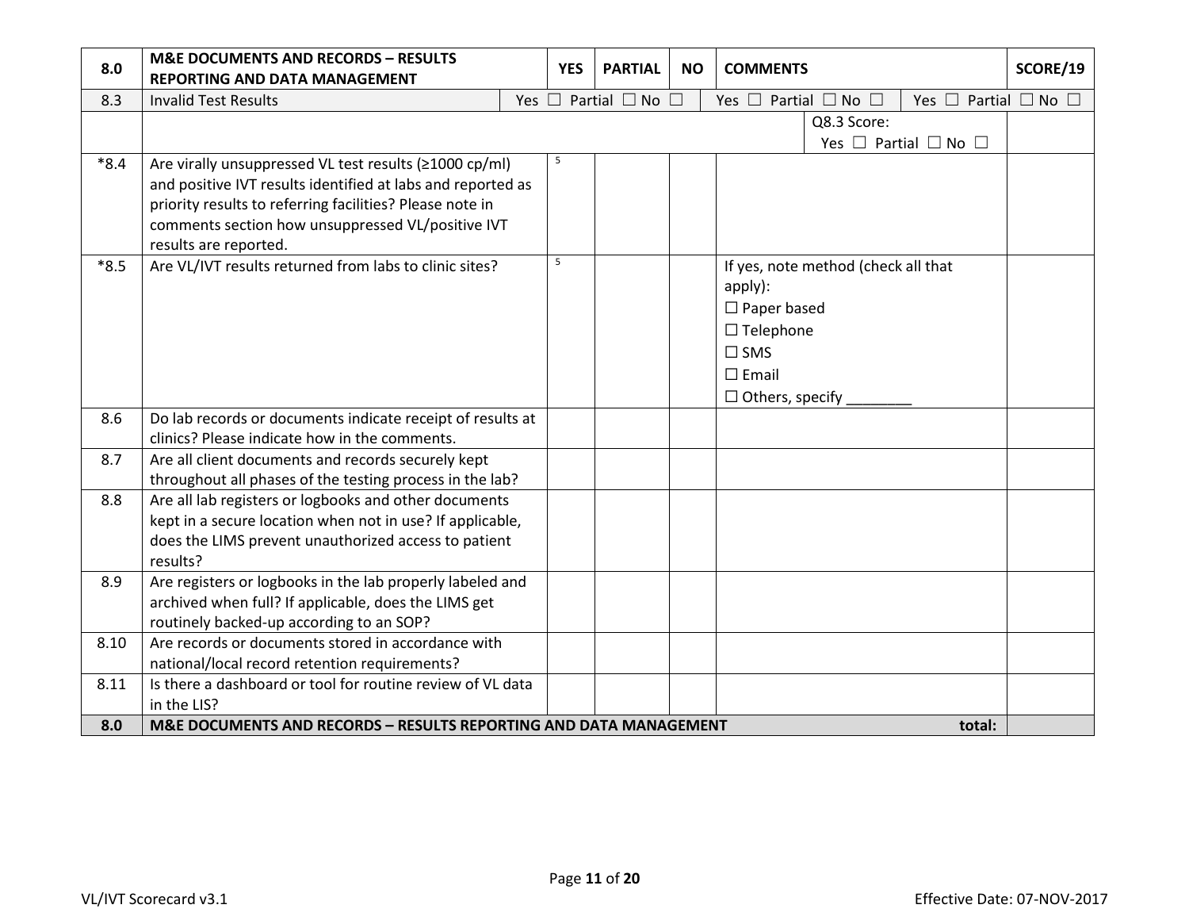| 8.0 | M&E DOCUMENTS AND RECORDS – RESULTS REPORTING AND DATA MANAGEMENT | YES | PARTIAL | NO | COMMENTS | SCORE/19 |
|---|---|---|---|---|---|---|
| 8.3 | Invalid Test Results | Yes ☐ Partial ☐ No ☐ | | | Yes ☐ Partial ☐ No ☐ | Yes ☐ Partial ☐ No ☐ |
| | | | | | Q8.3 Score: Yes ☐ Partial ☐ No ☐ | |
| *8.4 | Are virally unsuppressed VL test results (≥1000 cp/ml) and positive IVT results identified at labs and reported as priority results to referring facilities? Please note in comments section how unsuppressed VL/positive IVT results are reported. | 5 | | | | |
| *8.5 | Are VL/IVT results returned from labs to clinic sites? | 5 | | | If yes, note method (check all that apply):<br>☐ Paper based<br>☐ Telephone<br>☐ SMS<br>☐ Email<br>☐ Others, specify ________ | |
| 8.6 | Do lab records or documents indicate receipt of results at clinics? Please indicate how in the comments. | | | | | |
| 8.7 | Are all client documents and records securely kept throughout all phases of the testing process in the lab? | | | | | |
| 8.8 | Are all lab registers or logbooks and other documents kept in a secure location when not in use? If applicable, does the LIMS prevent unauthorized access to patient results? | | | | | |
| 8.9 | Are registers or logbooks in the lab properly labeled and archived when full? If applicable, does the LIMS get routinely backed-up according to an SOP? | | | | | |
| 8.10 | Are records or documents stored in accordance with national/local record retention requirements? | | | | | |
| 8.11 | Is there a dashboard or tool for routine review of VL data in the LIS? | | | | | |
| **8.0** | **M&E DOCUMENTS AND RECORDS – RESULTS REPORTING AND DATA MANAGEMENT** | | | | **total:** | |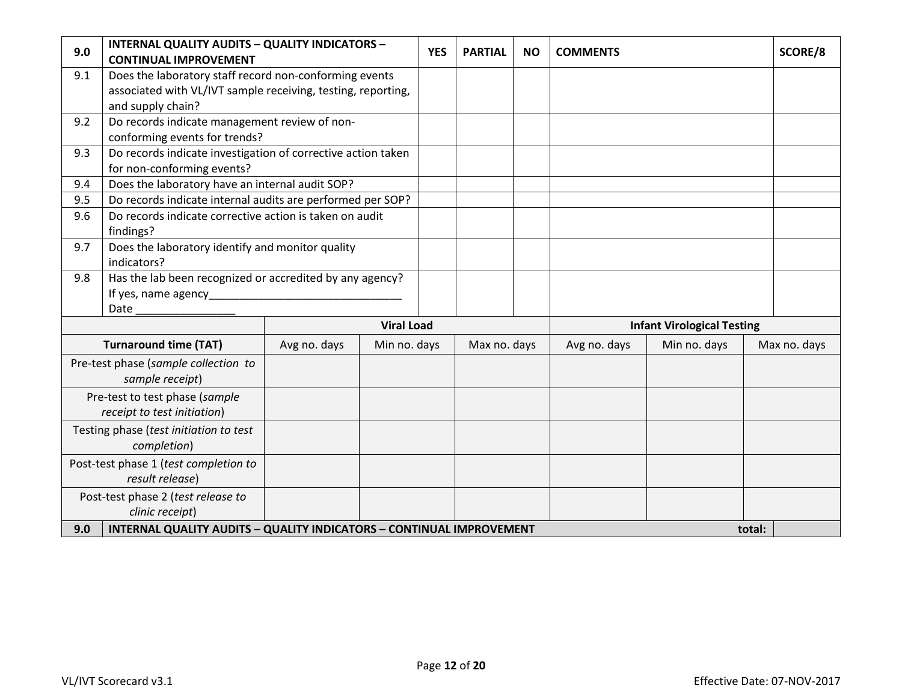| 9.0 | INTERNAL QUALITY AUDITS – QUALITY INDICATORS – CONTINUAL IMPROVEMENT | YES | PARTIAL | NO | COMMENTS | SCORE/8 |
|---|---|---|---|---|---|---|
| 9.1 | Does the laboratory staff record non-conforming events associated with VL/IVT sample receiving, testing, reporting, and supply chain? | | | | | |
| 9.2 | Do records indicate management review of non-conforming events for trends? | | | | | |
| 9.3 | Do records indicate investigation of corrective action taken for non-conforming events? | | | | | |
| 9.4 | Does the laboratory have an internal audit SOP? | | | | | |
| 9.5 | Do records indicate internal audits are performed per SOP? | | | | | |
| 9.6 | Do records indicate corrective action is taken on audit findings? | | | | | |
| 9.7 | Does the laboratory identify and monitor quality indicators? | | | | | |
| 9.8 | Has the lab been recognized or accredited by any agency? If yes, name agency_______________________________ Date ________________ | | | | | |

| | Viral Load | | | Infant Virological Testing | | |
|---|---|---|---|---|---|---|
| **Turnaround time (TAT)** | Avg no. days | Min no. days | Max no. days | Avg no. days | Min no. days | Max no. days |
| Pre-test phase (*sample collection to sample receipt*) | | | | | | |
| Pre-test to test phase (*sample receipt to test initiation*) | | | | | | |
| Testing phase (*test initiation to test completion*) | | | | | | |
| Post-test phase 1 (*test completion to result release*) | | | | | | |
| Post-test phase 2 (*test release to clinic receipt*) | | | | | | |

| 9.0 | INTERNAL QUALITY AUDITS – QUALITY INDICATORS – CONTINUAL IMPROVEMENT | total: | |
|---|---|---|---|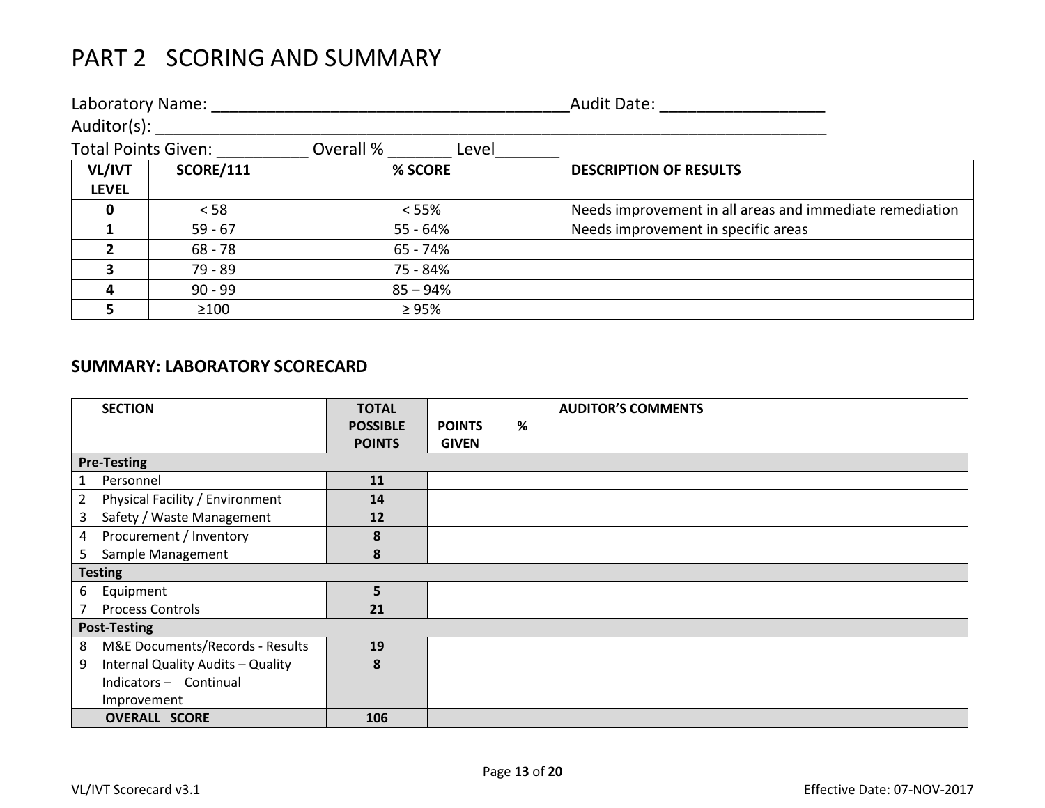# PART 2 SCORING AND SUMMARY

Laboratory Name: _______________________________________Audit Date: __________________

Auditor(s): ____________________________________________________________________________

Total Points Given: __________ Overall % _______ Level_______

| VL/IVT LEVEL | SCORE/111 | % SCORE | DESCRIPTION OF RESULTS |
|---|---|---|---|
| 0 | < 58 | < 55% | Needs improvement in all areas and immediate remediation |
| 1 | 59 - 67 | 55 - 64% | Needs improvement in specific areas |
| 2 | 68 - 78 | 65 - 74% | |
| 3 | 79 - 89 | 75 - 84% | |
| 4 | 90 - 99 | 85 – 94% | |
| 5 | ≥100 | ≥ 95% | |

### SUMMARY: LABORATORY SCORECARD

| | SECTION | TOTAL POSSIBLE POINTS | POINTS GIVEN | % | AUDITOR'S COMMENTS |
|---|---|---|---|---|---|
| **Pre-Testing** | | | | | |
| 1 | Personnel | **11** | | | |
| 2 | Physical Facility / Environment | **14** | | | |
| 3 | Safety / Waste Management | **12** | | | |
| 4 | Procurement / Inventory | **8** | | | |
| 5 | Sample Management | **8** | | | |
| **Testing** | | | | | |
| 6 | Equipment | **5** | | | |
| 7 | Process Controls | **21** | | | |
| **Post-Testing** | | | | | |
| 8 | M&E Documents/Records - Results | **19** | | | |
| 9 | Internal Quality Audits – Quality Indicators – Continual Improvement | **8** | | | |
| | **OVERALL SCORE** | **106** | | | |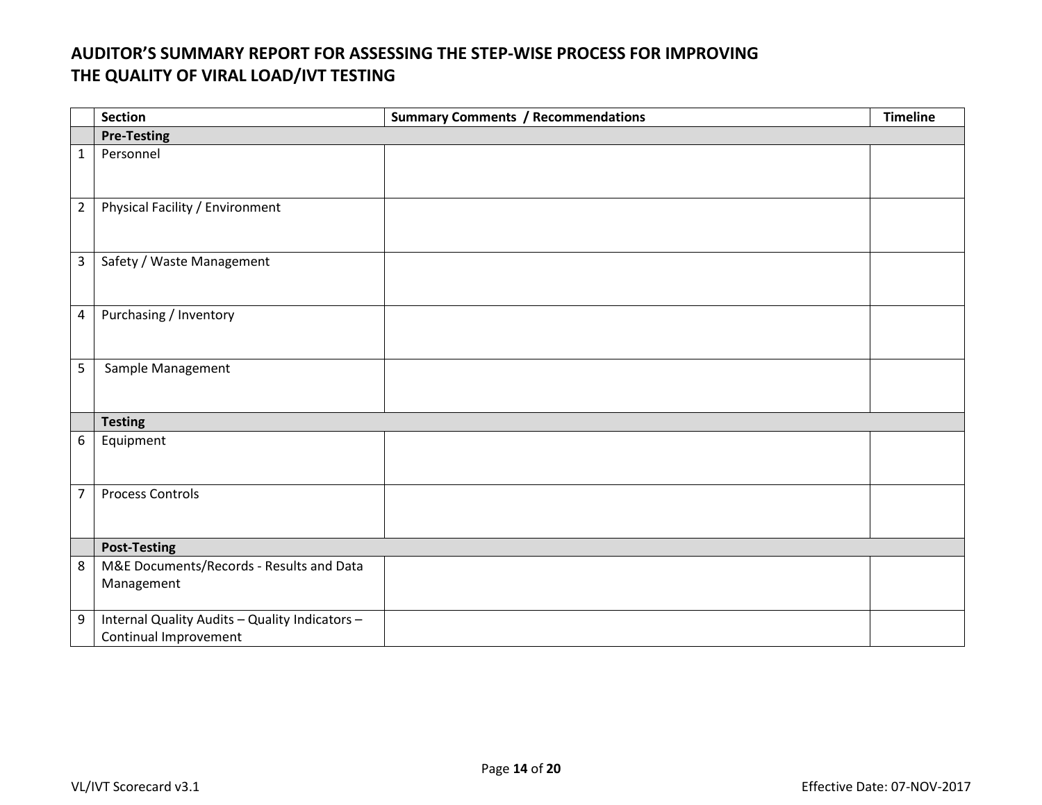# AUDITOR'S SUMMARY REPORT FOR ASSESSING THE STEP-WISE PROCESS FOR IMPROVING THE QUALITY OF VIRAL LOAD/IVT TESTING

| | Section | Summary Comments / Recommendations | Timeline |
|---|---|---|---|
| | **Pre-Testing** | | |
| 1 | Personnel | | |
| 2 | Physical Facility / Environment | | |
| 3 | Safety / Waste Management | | |
| 4 | Purchasing / Inventory | | |
| 5 | Sample Management | | |
| | **Testing** | | |
| 6 | Equipment | | |
| 7 | Process Controls | | |
| | **Post-Testing** | | |
| 8 | M&E Documents/Records - Results and Data Management | | |
| 9 | Internal Quality Audits – Quality Indicators – Continual Improvement | | |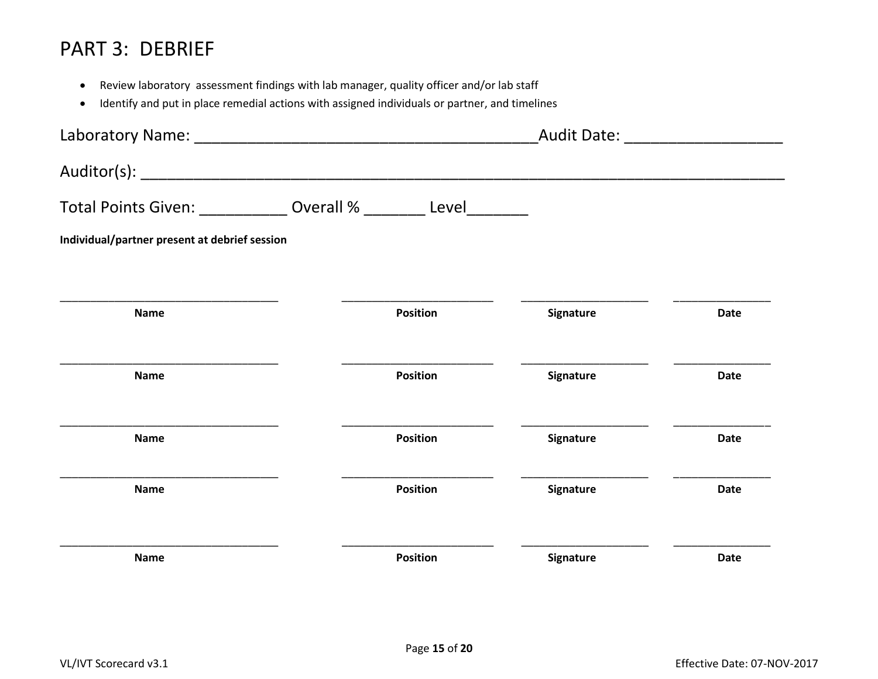# PART 3: DEBRIEF

- Review laboratory assessment findings with lab manager, quality officer and/or lab staff
- Identify and put in place remedial actions with assigned individuals or partner, and timelines

Laboratory Name: ________________________________________Audit Date: __________________

Auditor(s): ___________________________________________________________________________

Total Points Given: __________ Overall % _______ Level_______

**Individual/partner present at debrief session**

| Name | Position | Signature | Date |
|---|---|---|---|
| | | | |
| | | | |
| | | | |
| | | | |
| | | | |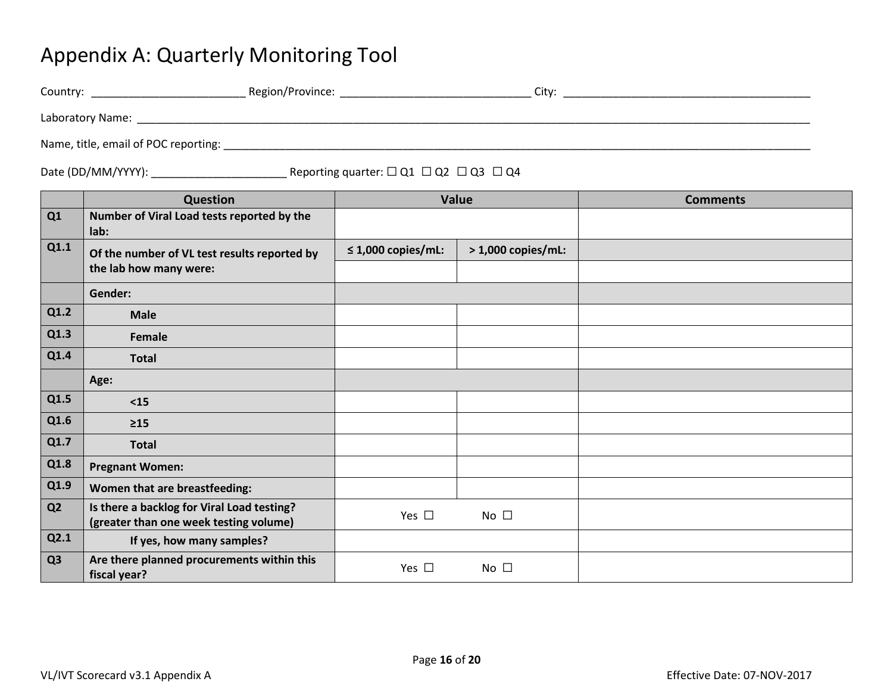# Appendix A: Quarterly Monitoring Tool

Country: _________________________ Region/Province: _______________________________ City: _________________________________________

Laboratory Name: _____________________________________________________________________________________________________________

Name, title, email of POC reporting: ______________________________________________________________________________________________

Date (DD/MM/YYYY): ______________________ Reporting quarter: ☐ Q1 ☐ Q2 ☐ Q3 ☐ Q4

| | Question | Value | | Comments |
|---|---|---|---|---|
| **Q1** | **Number of Viral Load tests reported by the lab:** | | | |
| **Q1.1** | **Of the number of VL test results reported by the lab how many were:** | **≤ 1,000 copies/mL:** | **> 1,000 copies/mL:** | |
| | | | | |
| | **Gender:** | | | |
| **Q1.2** | **Male** | | | |
| **Q1.3** | **Female** | | | |
| **Q1.4** | **Total** | | | |
| | **Age:** | | | |
| **Q1.5** | **<15** | | | |
| **Q1.6** | **≥15** | | | |
| **Q1.7** | **Total** | | | |
| **Q1.8** | **Pregnant Women:** | | | |
| **Q1.9** | **Women that are breastfeeding:** | | | |
| **Q2** | **Is there a backlog for Viral Load testing? (greater than one week testing volume)** | Yes ☐ | No ☐ | |
| **Q2.1** | **If yes, how many samples?** | | | |
| **Q3** | **Are there planned procurements within this fiscal year?** | Yes ☐ | No ☐ | |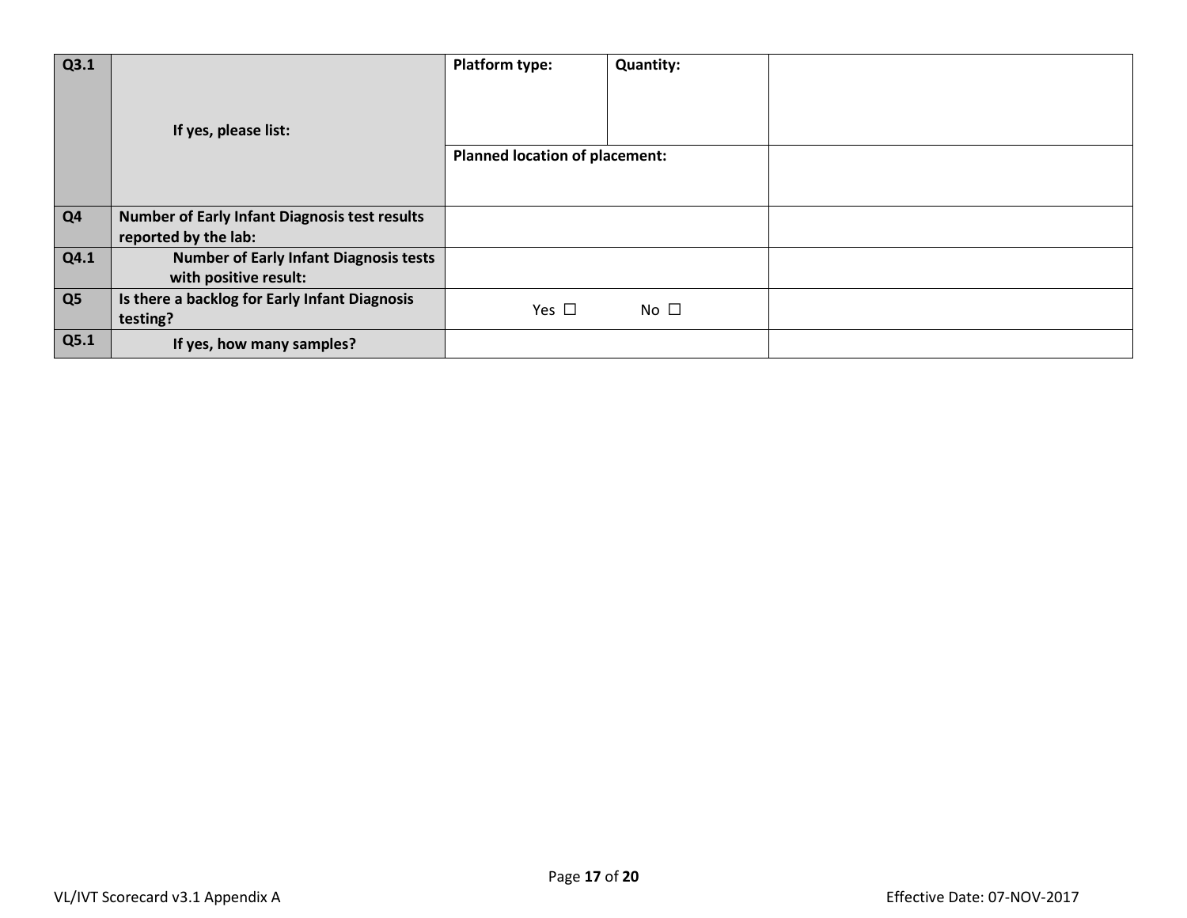| | | | | |
|---|---|---|---|---|
| **Q3.1** | **If yes, please list:** | **Platform type:** | **Quantity:** | |
| | | **Planned location of placement:** | | |
| **Q4** | **Number of Early Infant Diagnosis test results reported by the lab:** | | | |
| **Q4.1** | **Number of Early Infant Diagnosis tests with positive result:** | | | |
| **Q5** | **Is there a backlog for Early Infant Diagnosis testing?** | Yes ☐ | No ☐ | |
| **Q5.1** | **If yes, how many samples?** | | | |

VL/IVT Scorecard v3.1 Appendix A

Effective Date: 07-NOV-2017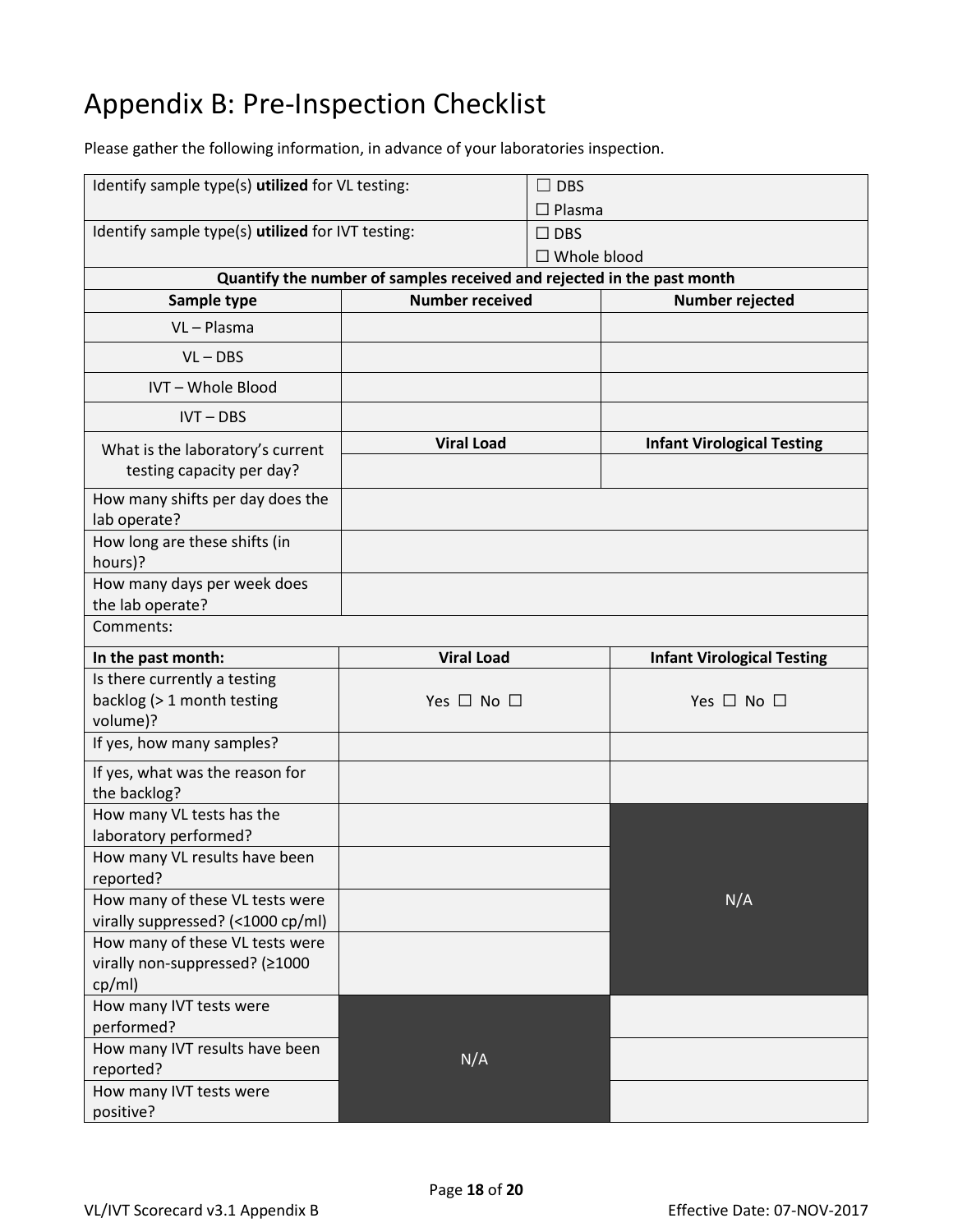# Appendix B: Pre-Inspection Checklist

Please gather the following information, in advance of your laboratories inspection.

| Identify sample type(s) **utilized** for VL testing: | ☐ DBS<br>☐ Plasma |
|---|---|
| Identify sample type(s) **utilized** for IVT testing: | ☐ DBS<br>☐ Whole blood |

| **Quantify the number of samples received and rejected in the past month** | | |
|---|---|---|
| **Sample type** | **Number received** | **Number rejected** |
| VL – Plasma | | |
| VL – DBS | | |
| IVT – Whole Blood | | |
| IVT – DBS | | |
| What is the laboratory's current testing capacity per day? | **Viral Load** | **Infant Virological Testing** |
| | | |
| How many shifts per day does the lab operate? | | |
| How long are these shifts (in hours)? | | |
| How many days per week does the lab operate? | | |
| Comments: | | |

| **In the past month:** | **Viral Load** | **Infant Virological Testing** |
|---|---|---|
| Is there currently a testing backlog (> 1 month testing volume)? | Yes ☐ No ☐ | Yes ☐ No ☐ |
| If yes, how many samples? | | |
| If yes, what was the reason for the backlog? | | |
| How many VL tests has the laboratory performed? | | N/A |
| How many VL results have been reported? | | N/A |
| How many of these VL tests were virally suppressed? (<1000 cp/ml) | | N/A |
| How many of these VL tests were virally non-suppressed? (≥1000 cp/ml) | | N/A |
| How many IVT tests were performed? | N/A | |
| How many IVT results have been reported? | N/A | |
| How many IVT tests were positive? | N/A | |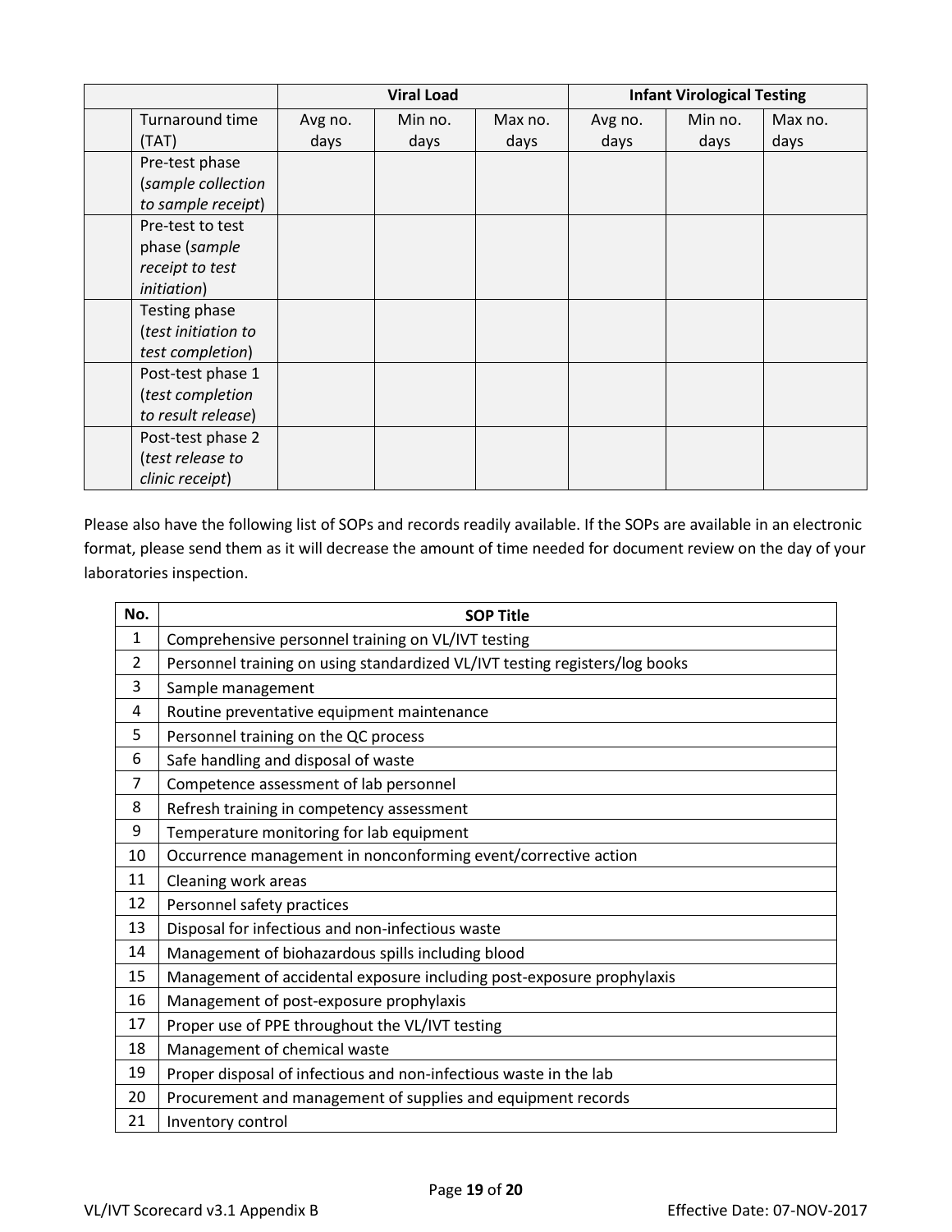| | | Viral Load | | | Infant Virological Testing | | |
|---|---|---|---|---|---|---|---|
| | Turnaround time (TAT) | Avg no. days | Min no. days | Max no. days | Avg no. days | Min no. days | Max no. days |
| | Pre-test phase (*sample collection to sample receipt*) | | | | | | |
| | Pre-test to test phase (*sample receipt to test initiation*) | | | | | | |
| | Testing phase (*test initiation to test completion*) | | | | | | |
| | Post-test phase 1 (*test completion to result release*) | | | | | | |
| | Post-test phase 2 (*test release to clinic receipt*) | | | | | | |

Please also have the following list of SOPs and records readily available. If the SOPs are available in an electronic format, please send them as it will decrease the amount of time needed for document review on the day of your laboratories inspection.

| No. | SOP Title |
|---|---|
| 1 | Comprehensive personnel training on VL/IVT testing |
| 2 | Personnel training on using standardized VL/IVT testing registers/log books |
| 3 | Sample management |
| 4 | Routine preventative equipment maintenance |
| 5 | Personnel training on the QC process |
| 6 | Safe handling and disposal of waste |
| 7 | Competence assessment of lab personnel |
| 8 | Refresh training in competency assessment |
| 9 | Temperature monitoring for lab equipment |
| 10 | Occurrence management in nonconforming event/corrective action |
| 11 | Cleaning work areas |
| 12 | Personnel safety practices |
| 13 | Disposal for infectious and non-infectious waste |
| 14 | Management of biohazardous spills including blood |
| 15 | Management of accidental exposure including post-exposure prophylaxis |
| 16 | Management of post-exposure prophylaxis |
| 17 | Proper use of PPE throughout the VL/IVT testing |
| 18 | Management of chemical waste |
| 19 | Proper disposal of infectious and non-infectious waste in the lab |
| 20 | Procurement and management of supplies and equipment records |
| 21 | Inventory control |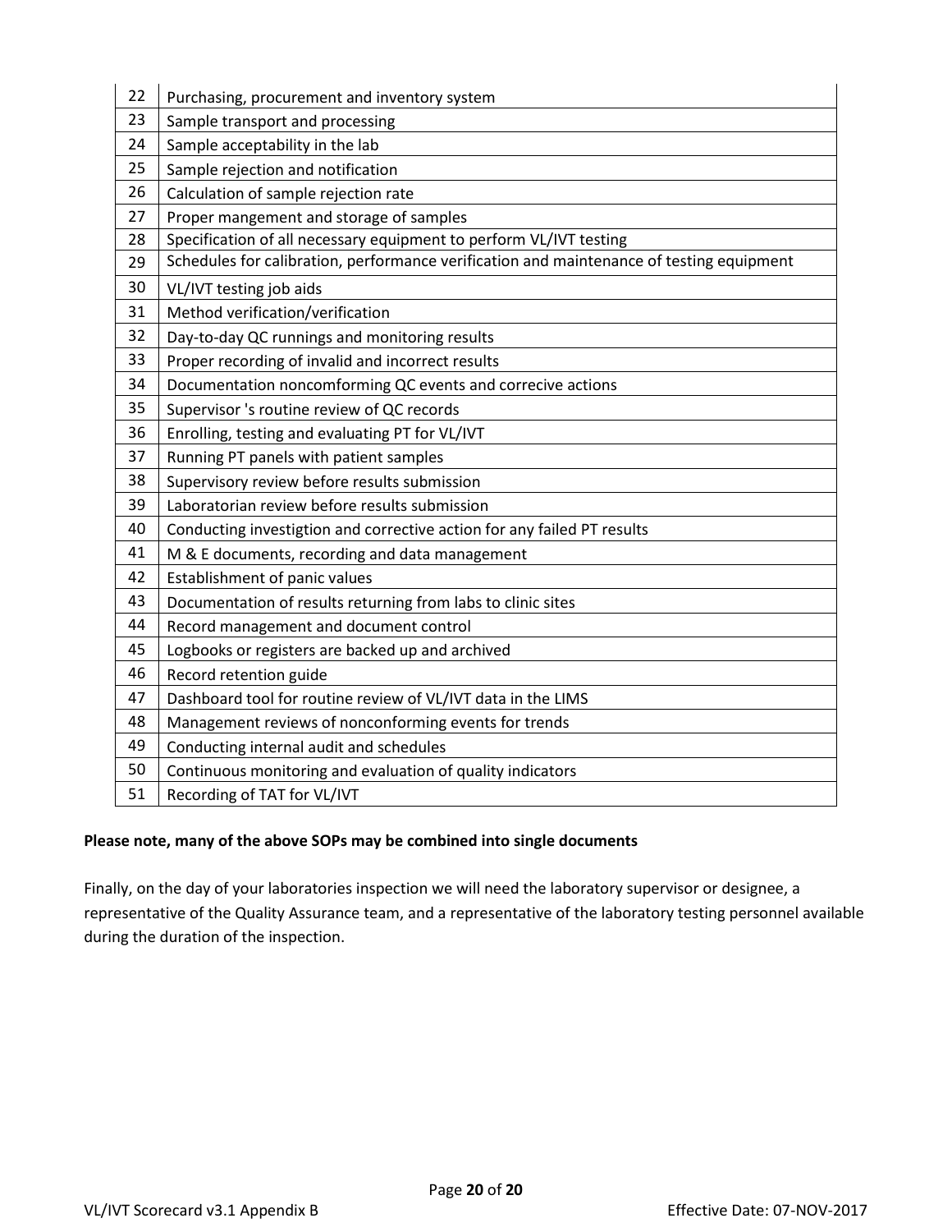| | |
|---|---|
| 22 | Purchasing, procurement and inventory system |
| 23 | Sample transport and processing |
| 24 | Sample acceptability in the lab |
| 25 | Sample rejection and notification |
| 26 | Calculation of sample rejection rate |
| 27 | Proper mangement and storage of samples |
| 28 | Specification of all necessary equipment to perform VL/IVT testing |
| 29 | Schedules for calibration, performance verification and maintenance of testing equipment |
| 30 | VL/IVT testing job aids |
| 31 | Method verification/verification |
| 32 | Day-to-day QC runnings and monitoring results |
| 33 | Proper recording of invalid and incorrect results |
| 34 | Documentation noncomforming QC events and corrective actions |
| 35 | Supervisor 's routine review of QC records |
| 36 | Enrolling, testing and evaluating PT for VL/IVT |
| 37 | Running PT panels with patient samples |
| 38 | Supervisory review before results submission |
| 39 | Laboratorian review before results submission |
| 40 | Conducting investigtion and corrective action for any failed PT results |
| 41 | M & E documents, recording and data management |
| 42 | Establishment of panic values |
| 43 | Documentation of results returning from labs to clinic sites |
| 44 | Record management and document control |
| 45 | Logbooks or registers are backed up and archived |
| 46 | Record retention guide |
| 47 | Dashboard tool for routine review of VL/IVT data in the LIMS |
| 48 | Management reviews of nonconforming events for trends |
| 49 | Conducting internal audit and schedules |
| 50 | Continuous monitoring and evaluation of quality indicators |
| 51 | Recording of TAT for VL/IVT |

**Please note, many of the above SOPs may be combined into single documents**

Finally, on the day of your laboratories inspection we will need the laboratory supervisor or designee, a representative of the Quality Assurance team, and a representative of the laboratory testing personnel available during the duration of the inspection.